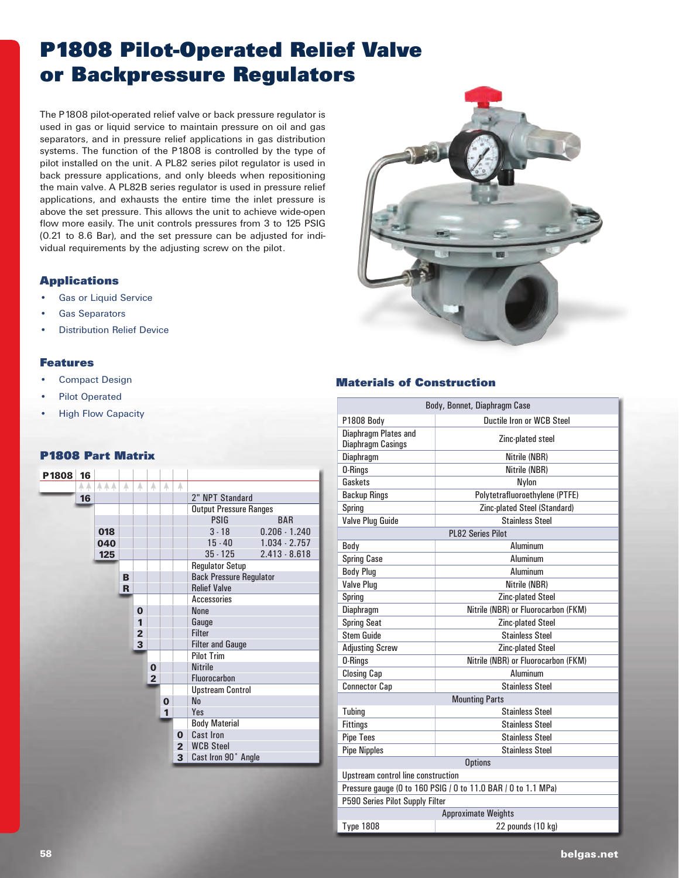# P1808 Pilot-Operated Relief Valve or Backpressure Regulators

The P1808 pilot-operated relief valve or back pressure regulator is used in gas or liquid service to maintain pressure on oil and gas separators, and in pressure relief applications in gas distribution systems. The function of the P1808 is controlled by the type of pilot installed on the unit. A PL82 series pilot regulator is used in back pressure applications, and only bleeds when repositioning the main valve. A PL82B series regulator is used in pressure relief applications, and exhausts the entire time the inlet pressure is above the set pressure. This allows the unit to achieve wide-open flow more easily. The unit controls pressures from 3 to 125 PSIG (0.21 to 8.6 Bar), and the set pressure can be adjusted for individual requirements by the adjusting screw on the pilot.

## Applications

- Gas or Liquid Service
- Gas Separators
- Distribution Relief Device

## Features

- Compact Design
- Pilot Operated
- High Flow Capacity

## P1808 Part Matrix

P1808 16

| Code | Description | | |
|---|---|---|---|
| 16 | 2" NPT Standard | | |
| | Output Pressure Ranges | PSIG | BAR |
| 018 | | 3 - 18 | 0.206 - 1.240 |
| 040 | | 15 - 40 | 1.034 - 2.757 |
| 125 | | 35 - 125 | 2.413 - 8.618 |
| | Regulator Setup | | |
| B | Back Pressure Regulator | | |
| R | Relief Valve | | |
| | Accessories | | |
| 0 | None | | |
| 1 | Gauge | | |
| 2 | Filter | | |
| 3 | Filter and Gauge | | |
| | Pilot Trim | | |
| 0 | Nitrile | | |
| 2 | Fluorocarbon | | |
| | Upstream Control | | |
| 0 | No | | |
| 1 | Yes | | |
| | Body Material | | |
| 0 | Cast Iron | | |
| 2 | WCB Steel | | |
| 3 | Cast Iron 90° Angle | | |

## Materials of Construction

| Body, Bonnet, Diaphragm Case | |
|---|---|
| P1808 Body | Ductile Iron or WCB Steel |
| Diaphragm Plates and Diaphragm Casings | Zinc-plated steel |
| Diaphragm | Nitrile (NBR) |
| O-Rings | Nitrile (NBR) |
| Gaskets | Nylon |
| Backup Rings | Polytetrafluoroethylene (PTFE) |
| Spring | Zinc-plated Steel (Standard) |
| Valve Plug Guide | Stainless Steel |
| **PL82 Series Pilot** | |
| Body | Aluminum |
| Spring Case | Aluminum |
| Body Plug | Aluminum |
| Valve Plug | Nitrile (NBR) |
| Spring | Zinc-plated Steel |
| Diaphragm | Nitrile (NBR) or Fluorocarbon (FKM) |
| Spring Seat | Zinc-plated Steel |
| Stem Guide | Stainless Steel |
| Adjusting Screw | Zinc-plated Steel |
| O-Rings | Nitrile (NBR) or Fluorocarbon (FKM) |
| Closing Cap | Aluminum |
| Connector Cap | Stainless Steel |
| **Mounting Parts** | |
| Tubing | Stainless Steel |
| Fittings | Stainless Steel |
| Pipe Tees | Stainless Steel |
| Pipe Nipples | Stainless Steel |
| **Options** | |
| Upstream control line construction | |
| Pressure gauge (0 to 160 PSIG / 0 to 11.0 BAR / 0 to 1.1 MPa) | |
| P590 Series Pilot Supply Filter | |
| **Approximate Weights** | |
| Type 1808 | 22 pounds (10 kg) |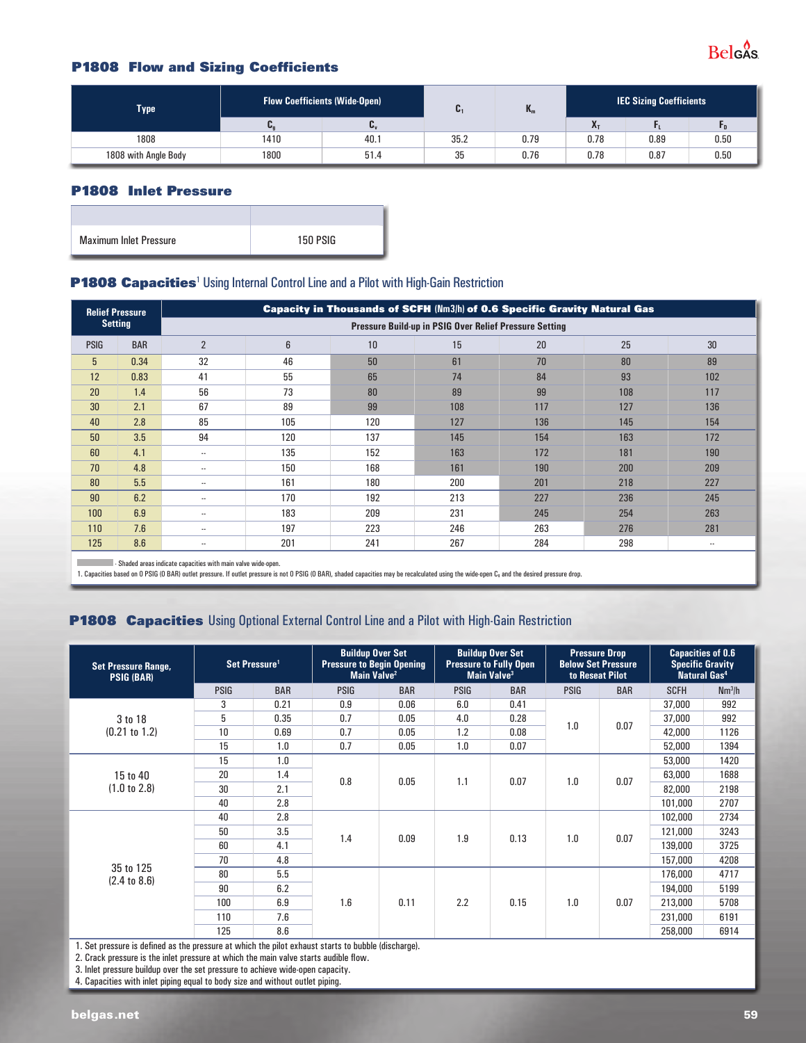## P1808 Flow and Sizing Coefficients

| Type | Flow Coefficients (Wide-Open) | | $C_1$ | $K_m$ | IEC Sizing Coefficients | | |
|---|---|---|---|---|---|---|---|
| | $C_g$ | $C_v$ | | | $X_T$ | $F_L$ | $F_D$ |
| 1808 | 1410 | 40.1 | 35.2 | 0.79 | 0.78 | 0.89 | 0.50 |
| 1808 with Angle Body | 1800 | 51.4 | 35 | 0.76 | 0.78 | 0.87 | 0.50 |

## P1808 Inlet Pressure

| | |
|---|---|
| Maximum Inlet Pressure | 150 PSIG |

## P1808 Capacities[1] Using Internal Control Line and a Pilot with High-Gain Restriction

| Relief Pressure Setting | | Capacity in Thousands of SCFH (Nm3/h) of 0.6 Specific Gravity Natural Gas | | | | | | |
|---|---|---|---|---|---|---|---|---|
| | | Pressure Build-up in PSIG Over Relief Pressure Setting | | | | | | |
| PSIG | BAR | 2 | 6 | 10 | 15 | 20 | 25 | 30 |
| 5 | 0.34 | 32 | 46 | 50 | 61 | 70 | 80 | 89 |
| 12 | 0.83 | 41 | 55 | 65 | 74 | 84 | 93 | 102 |
| 20 | 1.4 | 56 | 73 | 80 | 89 | 99 | 108 | 117 |
| 30 | 2.1 | 67 | 89 | 99 | 108 | 117 | 127 | 136 |
| 40 | 2.8 | 85 | 105 | 120 | 127 | 136 | 145 | 154 |
| 50 | 3.5 | 94 | 120 | 137 | 145 | 154 | 163 | 172 |
| 60 | 4.1 | -- | 135 | 152 | 163 | 172 | 181 | 190 |
| 70 | 4.8 | -- | 150 | 168 | 161 | 190 | 200 | 209 |
| 80 | 5.5 | -- | 161 | 180 | 200 | 201 | 218 | 227 |
| 90 | 6.2 | -- | 170 | 192 | 213 | 227 | 236 | 245 |
| 100 | 6.9 | -- | 183 | 209 | 231 | 245 | 254 | 263 |
| 110 | 7.6 | -- | 197 | 223 | 246 | 263 | 276 | 281 |
| 125 | 8.6 | -- | 201 | 241 | 267 | 284 | 298 | -- |

- Shaded areas indicate capacities with main valve wide-open.

1. Capacities based on 0 PSIG (0 BAR) outlet pressure. If outlet pressure is not 0 PSIG (0 BAR), shaded capacities may be recalculated using the wide-open $C_g$ and the desired pressure drop.

## P1808 Capacities Using Optional External Control Line and a Pilot with High-Gain Restriction

| Set Pressure Range, PSIG (BAR) | Set Pressure[1] | | Buildup Over Set Pressure to Begin Opening Main Valve[2] | | Buildup Over Set Pressure to Fully Open Main Valve[3] | | Pressure Drop Below Set Pressure to Reseat Pilot | | Capacities of 0.6 Specific Gravity Natural Gas[4] | |
|---|---|---|---|---|---|---|---|---|---|---|
| | PSIG | BAR | PSIG | BAR | PSIG | BAR | PSIG | BAR | SCFH | Nm³/h |
| 3 to 18 (0.21 to 1.2) | 3 | 0.21 | 0.9 | 0.06 | 6.0 | 0.41 | 1.0 | 0.07 | 37,000 | 992 |
| | 5 | 0.35 | 0.7 | 0.05 | 4.0 | 0.28 | | | 37,000 | 992 |
| | 10 | 0.69 | 0.7 | 0.05 | 1.2 | 0.08 | | | 42,000 | 1126 |
| | 15 | 1.0 | 0.7 | 0.05 | 1.0 | 0.07 | | | 52,000 | 1394 |
| 15 to 40 (1.0 to 2.8) | 15 | 1.0 | 0.8 | 0.05 | 1.1 | 0.07 | 1.0 | 0.07 | 53,000 | 1420 |
| | 20 | 1.4 | | | | | | | 63,000 | 1688 |
| | 30 | 2.1 | | | | | | | 82,000 | 2198 |
| | 40 | 2.8 | | | | | | | 101,000 | 2707 |
| 35 to 125 (2.4 to 8.6) | 40 | 2.8 | 1.4 | 0.09 | 1.9 | 0.13 | 1.0 | 0.07 | 102,000 | 2734 |
| | 50 | 3.5 | | | | | | | 121,000 | 3243 |
| | 60 | 4.1 | | | | | | | 139,000 | 3725 |
| | 70 | 4.8 | | | | | | | 157,000 | 4208 |
| | 80 | 5.5 | 1.6 | 0.11 | 2.2 | 0.15 | 1.0 | 0.07 | 176,000 | 4717 |
| | 90 | 6.2 | | | | | | | 194,000 | 5199 |
| | 100 | 6.9 | | | | | | | 213,000 | 5708 |
| | 110 | 7.6 | | | | | | | 231,000 | 6191 |
| | 125 | 8.6 | | | | | | | 258,000 | 6914 |

1. Set pressure is defined as the pressure at which the pilot exhaust starts to bubble (discharge).
2. Crack pressure is the inlet pressure at which the main valve starts audible flow.
3. Inlet pressure buildup over the set pressure to achieve wide-open capacity.
4. Capacities with inlet piping equal to body size and without outlet piping.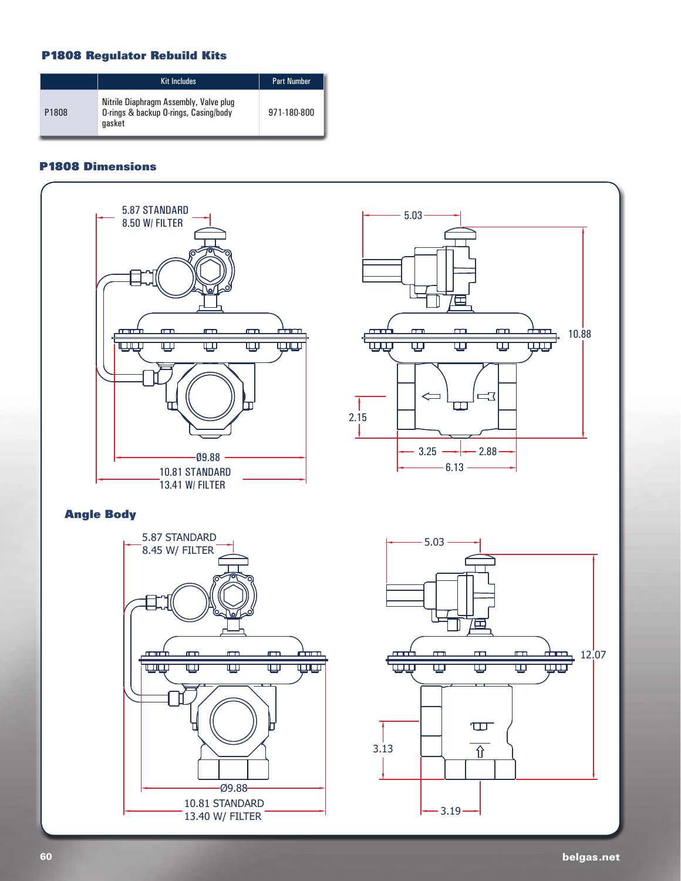## P1808 Regulator Rebuild Kits

| | Kit Includes | Part Number |
|---|---|---|
| P1808 | Nitrile Diaphragm Assembly, Valve plug O-rings & backup O-rings, Casing/body gasket | 971-180-800 |

## P1808 Dimensions

5.87 STANDARD
8.50 W/ FILTER

5.03

10.88

2.15

Ø9.88

10.81 STANDARD
13.41 W/ FILTER

3.25 2.88

6.13

## Angle Body

5.87 STANDARD
8.45 W/ FILTER

5.03

12.07

3.13

Ø9.88

10.81 STANDARD
13.40 W/ FILTER

3.19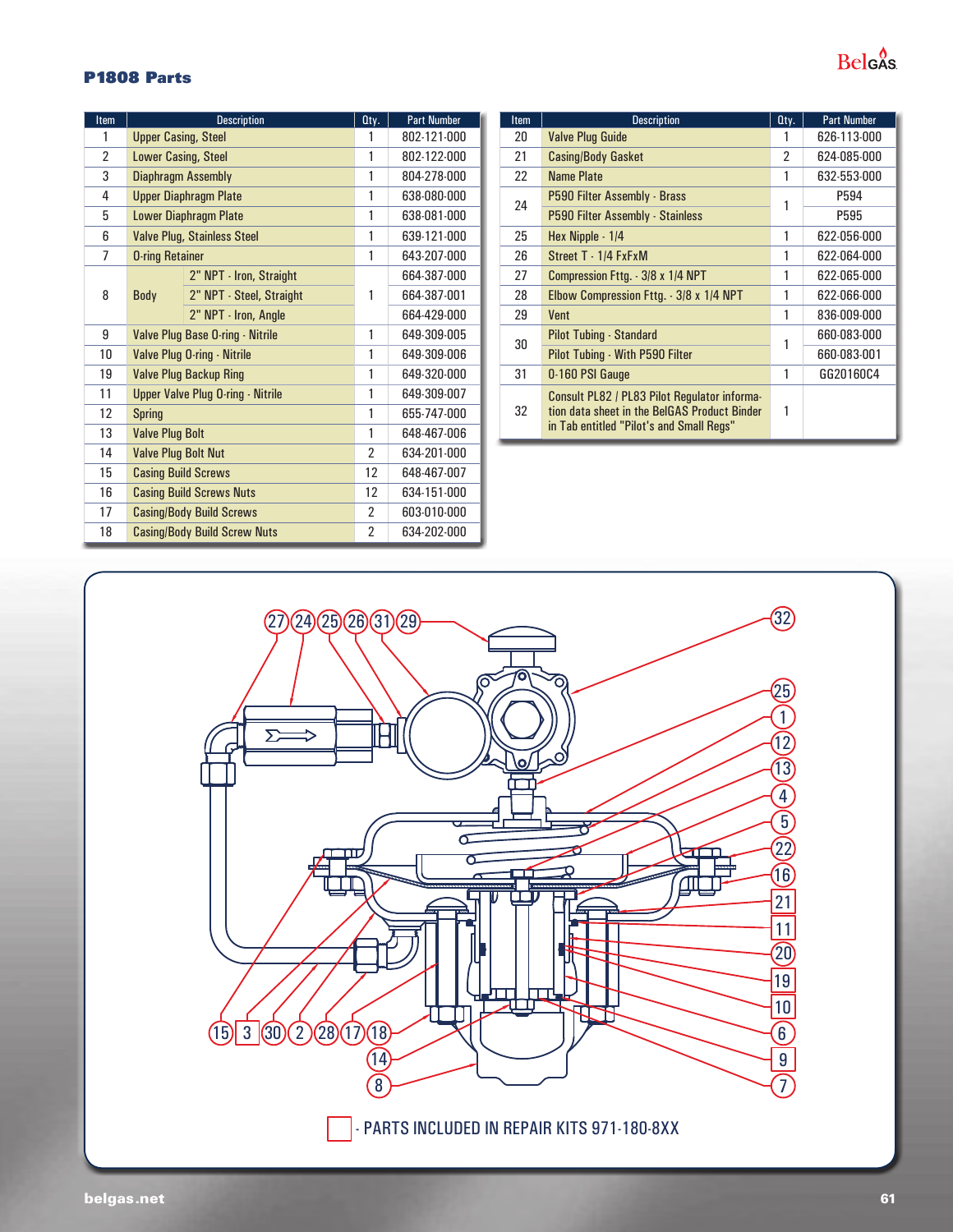## P1808 Parts

| Item | Description | | Qty. | Part Number |
|---|---|---|---|---|
| 1 | Upper Casing, Steel | | 1 | 802-121-000 |
| 2 | Lower Casing, Steel | | 1 | 802-122-000 |
| 3 | Diaphragm Assembly | | 1 | 804-278-000 |
| 4 | Upper Diaphragm Plate | | 1 | 638-080-000 |
| 5 | Lower Diaphragm Plate | | 1 | 638-081-000 |
| 6 | Valve Plug, Stainless Steel | | 1 | 639-121-000 |
| 7 | O-ring Retainer | | 1 | 643-207-000 |
| 8 | Body | 2" NPT - Iron, Straight | 1 | 664-387-000 |
| | | 2" NPT - Steel, Straight | | 664-387-001 |
| | | 2" NPT - Iron, Angle | | 664-429-000 |
| 9 | Valve Plug Base O-ring - Nitrile | | 1 | 649-309-005 |
| 10 | Valve Plug O-ring - Nitrile | | 1 | 649-309-006 |
| 19 | Valve Plug Backup Ring | | 1 | 649-320-000 |
| 11 | Upper Valve Plug O-ring - Nitrile | | 1 | 649-309-007 |
| 12 | Spring | | 1 | 655-747-000 |
| 13 | Valve Plug Bolt | | 1 | 648-467-006 |
| 14 | Valve Plug Bolt Nut | | 2 | 634-201-000 |
| 15 | Casing Build Screws | | 12 | 648-467-007 |
| 16 | Casing Build Screws Nuts | | 12 | 634-151-000 |
| 17 | Casing/Body Build Screws | | 2 | 603-010-000 |
| 18 | Casing/Body Build Screw Nuts | | 2 | 634-202-000 |

| Item | Description | Qty. | Part Number |
|---|---|---|---|
| 20 | Valve Plug Guide | 1 | 626-113-000 |
| 21 | Casing/Body Gasket | 2 | 624-085-000 |
| 22 | Name Plate | 1 | 632-553-000 |
| 24 | P590 Filter Assembly - Brass | 1 | P594 |
| | P590 Filter Assembly - Stainless | | P595 |
| 25 | Hex Nipple - 1/4 | 1 | 622-056-000 |
| 26 | Street T - 1/4 FxFxM | 1 | 622-064-000 |
| 27 | Compression Fttg. - 3/8 x 1/4 NPT | 1 | 622-065-000 |
| 28 | Elbow Compression Fttg. - 3/8 x 1/4 NPT | 1 | 622-066-000 |
| 29 | Vent | 1 | 836-009-000 |
| 30 | Pilot Tubing - Standard | 1 | 660-083-000 |
| | Pilot Tubing - With P590 Filter | | 660-083-001 |
| 31 | 0-160 PSI Gauge | 1 | GG20160C4 |
| 32 | Consult PL82 / PL83 Pilot Regulator information data sheet in the BelGAS Product Binder in Tab entitled "Pilot's and Small Regs" | 1 | |

27 24 25 26 31 29

32 25 1 12 13 4 5 22 16 21 11 20 19 10 6 9 7

15 3 30 2 28 17 18

14

8

- PARTS INCLUDED IN REPAIR KITS 971-180-8XX